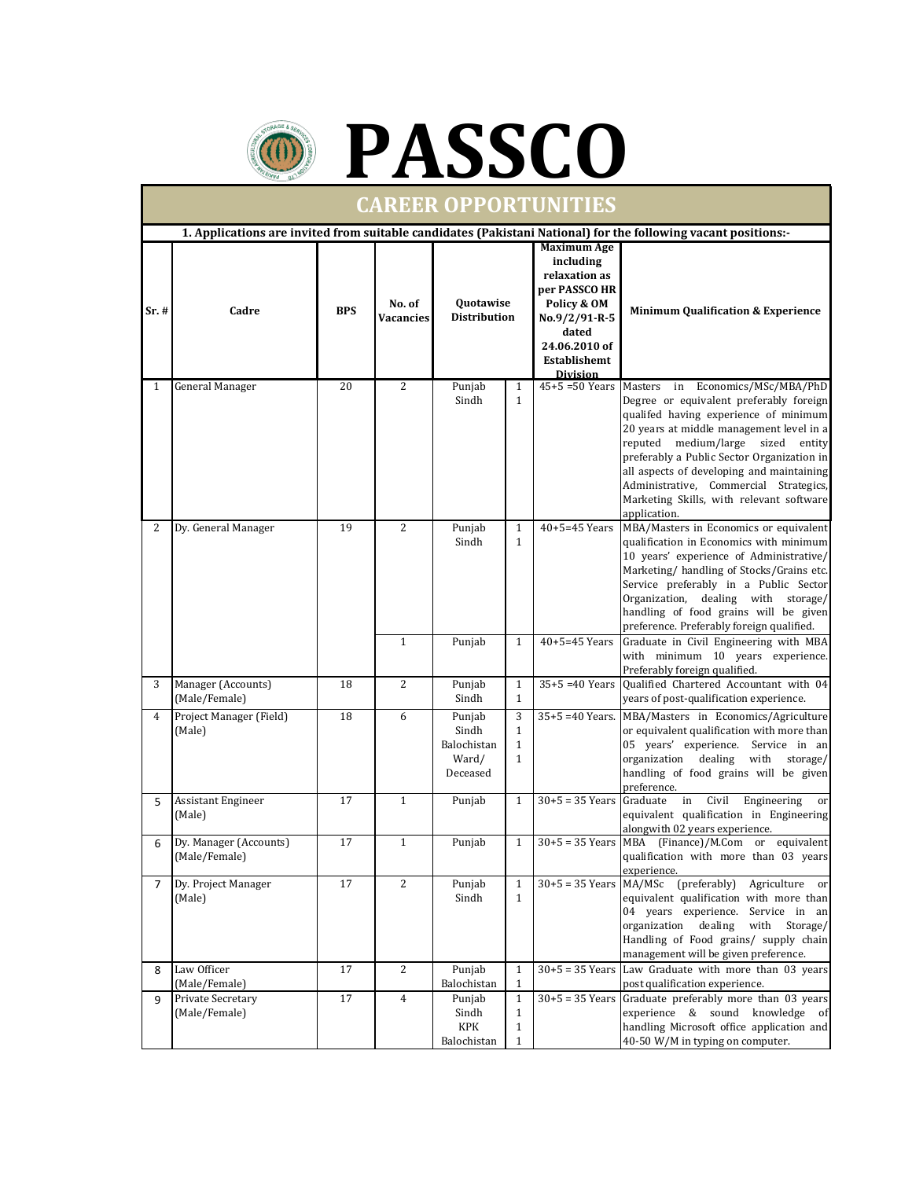# PASSCO

## CAREER OPPORTUNITIES

**1. Applications are invited from suitable candidates (Pakistani National) for the following vacant positions:-**

| Sr. # | Cadre | BPS | No. of Vacancies | Quotawise Distribution | | Maximum Age including relaxation as per PASSCO HR Policy & OM No.9/2/91-R-5 dated 24.06.2010 of Establishemt Division | Minimum Qualification & Experience |
|---|---|---|---|---|---|---|---|
| 1 | General Manager | 20 | 2 | Punjab<br>Sindh | 1<br>1 | 45+5 =50 Years | Masters in Economics/MSc/MBA/PhD Degree or equivalent preferably foreign qualifed having experience of minimum 20 years at middle management level in a reputed medium/large sized entity preferably a Public Sector Organization in all aspects of developing and maintaining Administrative, Commercial Strategics, Marketing Skills, with relevant software application. |
| 2 | Dy. General Manager | 19 | 2 | Punjab<br>Sindh | 1<br>1 | 40+5=45 Years | MBA/Masters in Economics or equivalent qualification in Economics with minimum 10 years' experience of Administrative/ Marketing/ handling of Stocks/Grains etc. Service preferably in a Public Sector Organization, dealing with storage/ handling of food grains will be given preference. Preferably foreign qualified. |
| | | | 1 | Punjab | 1 | 40+5=45 Years | Graduate in Civil Engineering with MBA with minimum 10 years experience. Preferably foreign qualified. |
| 3 | Manager (Accounts) (Male/Female) | 18 | 2 | Punjab<br>Sindh | 1<br>1 | 35+5 =40 Years | Qualified Chartered Accountant with 04 years of post-qualification experience. |
| 4 | Project Manager (Field) (Male) | 18 | 6 | Punjab<br>Sindh<br>Balochistan<br>Ward/ Deceased | 3<br>1<br>1<br>1 | 35+5 =40 Years. | MBA/Masters in Economics/Agriculture or equivalent qualification with more than 05 years' experience. Service in an organization dealing with storage/ handling of food grains will be given preference. |
| 5 | Assistant Engineer (Male) | 17 | 1 | Punjab | 1 | 30+5 = 35 Years | Graduate in Civil Engineering or equivalent qualification in Engineering alongwith 02 years experience. |
| 6 | Dy. Manager (Accounts) (Male/Female) | 17 | 1 | Punjab | 1 | 30+5 = 35 Years | MBA (Finance)/M.Com or equivalent qualification with more than 03 years experience. |
| 7 | Dy. Project Manager (Male) | 17 | 2 | Punjab<br>Sindh | 1<br>1 | 30+5 = 35 Years | MA/MSc (preferably) Agriculture or equivalent qualification with more than 04 years experience. Service in an organization dealing with Storage/ Handling of Food grains/ supply chain management will be given preference. |
| 8 | Law Officer (Male/Female) | 17 | 2 | Punjab<br>Balochistan | 1<br>1 | 30+5 = 35 Years | Law Graduate with more than 03 years post qualification experience. |
| 9 | Private Secretary (Male/Female) | 17 | 4 | Punjab<br>Sindh<br>KPK<br>Balochistan | 1<br>1<br>1<br>1 | 30+5 = 35 Years | Graduate preferably more than 03 years experience & sound knowledge of handling Microsoft office application and 40-50 W/M in typing on computer. |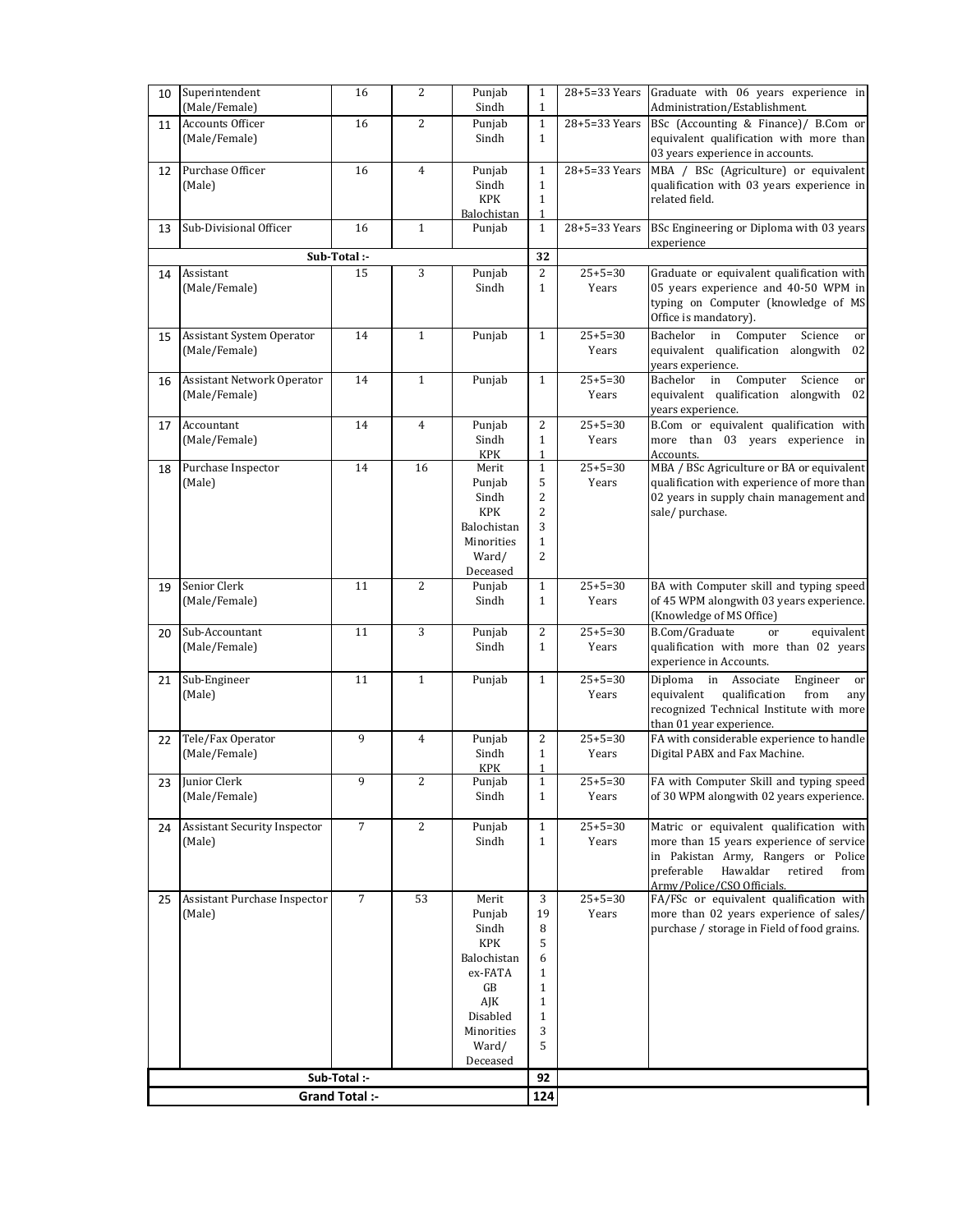| 10 | Superintendent (Male/Female) | 16 | 2 | Punjab<br>Sindh | 1<br>1 | 28+5=33 Years | Graduate with 06 years experience in Administration/Establishment. |
|---|---|---|---|---|---|---|---|
| 11 | Accounts Officer (Male/Female) | 16 | 2 | Punjab<br>Sindh | 1<br>1 | 28+5=33 Years | BSc (Accounting & Finance)/ B.Com or equivalent qualification with more than 03 years experience in accounts. |
| 12 | Purchase Officer (Male) | 16 | 4 | Punjab<br>Sindh<br>KPK<br>Balochistan | 1<br>1<br>1<br>1 | 28+5=33 Years | MBA / BSc (Agriculture) or equivalent qualification with 03 years experience in related field. |
| 13 | Sub-Divisional Officer | 16 | 1 | Punjab | 1 | 28+5=33 Years | BSc Engineering or Diploma with 03 years experience |
| | **Sub-Total :-** | | | | **32** | | |
| 14 | Assistant (Male/Female) | 15 | 3 | Punjab<br>Sindh | 2<br>1 | 25+5=30 Years | Graduate or equivalent qualification with 05 years experience and 40-50 WPM in typing on Computer (knowledge of MS Office is mandatory). |
| 15 | Assistant System Operator (Male/Female) | 14 | 1 | Punjab | 1 | 25+5=30 Years | Bachelor in Computer Science or equivalent qualification alongwith 02 years experience. |
| 16 | Assistant Network Operator (Male/Female) | 14 | 1 | Punjab | 1 | 25+5=30 Years | Bachelor in Computer Science or equivalent qualification alongwith 02 years experience. |
| 17 | Accountant (Male/Female) | 14 | 4 | Punjab<br>Sindh<br>KPK | 2<br>1<br>1 | 25+5=30 Years | B.Com or equivalent qualification with more than 03 years experience in Accounts. |
| 18 | Purchase Inspector (Male) | 14 | 16 | Merit<br>Punjab<br>Sindh<br>KPK<br>Balochistan<br>Minorities<br>Ward/ Deceased | 1<br>5<br>2<br>2<br>3<br>1<br>2 | 25+5=30 Years | MBA / BSc Agriculture or BA or equivalent qualification with experience of more than 02 years in supply chain management and sale/ purchase. |
| 19 | Senior Clerk (Male/Female) | 11 | 2 | Punjab<br>Sindh | 1<br>1 | 25+5=30 Years | BA with Computer skill and typing speed of 45 WPM alongwith 03 years experience. (Knowledge of MS Office) |
| 20 | Sub-Accountant (Male/Female) | 11 | 3 | Punjab<br>Sindh | 2<br>1 | 25+5=30 Years | B.Com/Graduate or equivalent qualification with more than 02 years experience in Accounts. |
| 21 | Sub-Engineer (Male) | 11 | 1 | Punjab | 1 | 25+5=30 Years | Diploma in Associate Engineer or equivalent qualification from any recognized Technical Institute with more than 01 year experience. |
| 22 | Tele/Fax Operator (Male/Female) | 9 | 4 | Punjab<br>Sindh<br>KPK | 2<br>1<br>1 | 25+5=30 Years | FA with considerable experience to handle Digital PABX and Fax Machine. |
| 23 | Junior Clerk (Male/Female) | 9 | 2 | Punjab<br>Sindh | 1<br>1 | 25+5=30 Years | FA with Computer Skill and typing speed of 30 WPM alongwith 02 years experience. |
| 24 | Assistant Security Inspector (Male) | 7 | 2 | Punjab<br>Sindh | 1<br>1 | 25+5=30 Years | Matric or equivalent qualification with more than 15 years experience of service in Pakistan Army, Rangers or Police preferable Hawaldar retired from Army/Police/CSO Officials. |
| 25 | Assistant Purchase Inspector (Male) | 7 | 53 | Merit<br>Punjab<br>Sindh<br>KPK<br>Balochistan<br>ex-FATA<br>GB<br>AJK<br>Disabled<br>Minorities<br>Ward/ Deceased | 3<br>19<br>8<br>5<br>6<br>1<br>1<br>1<br>1<br>3<br>5 | 25+5=30 Years | FA/FSc or equivalent qualification with more than 02 years experience of sales/ purchase / storage in Field of food grains. |
| | **Sub-Total :-** | | | | **92** | | |
| | **Grand Total :-** | | | | **124** | | |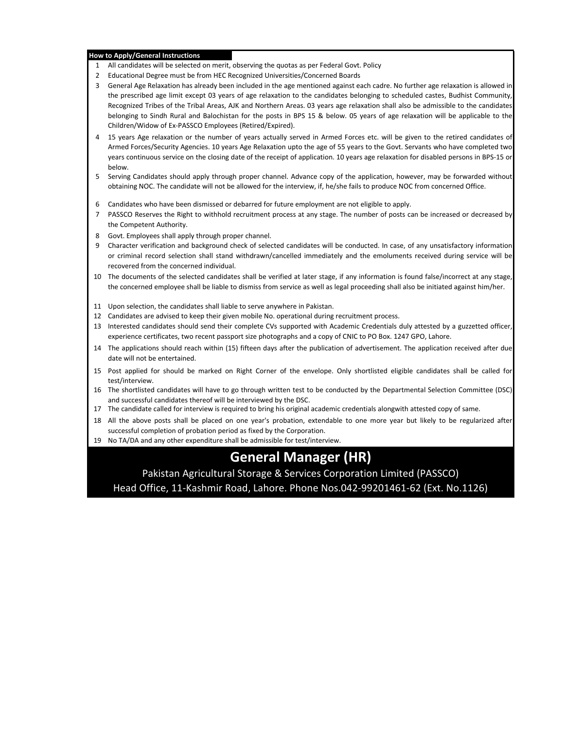**How to Apply/General Instructions**

1. All candidates will be selected on merit, observing the quotas as per Federal Govt. Policy
2. Educational Degree must be from HEC Recognized Universities/Concerned Boards
3. General Age Relaxation has already been included in the age mentioned against each cadre. No further age relaxation is allowed in the prescribed age limit except 03 years of age relaxation to the candidates belonging to scheduled castes, Budhist Community, Recognized Tribes of the Tribal Areas, AJK and Northern Areas. 03 years age relaxation shall also be admissible to the candidates belonging to Sindh Rural and Balochistan for the posts in BPS 15 & below. 05 years of age relaxation will be applicable to the Children/Widow of Ex-PASSCO Employees (Retired/Expired).
4. 15 years Age relaxation or the number of years actually served in Armed Forces etc. will be given to the retired candidates of Armed Forces/Security Agencies. 10 years Age Relaxation upto the age of 55 years to the Govt. Servants who have completed two years continuous service on the closing date of the receipt of application. 10 years age relaxation for disabled persons in BPS-15 or below.
5. Serving Candidates should apply through proper channel. Advance copy of the application, however, may be forwarded without obtaining NOC. The candidate will not be allowed for the interview, if, he/she fails to produce NOC from concerned Office.
6. Candidates who have been dismissed or debarred for future employment are not eligible to apply.
7. PASSCO Reserves the Right to withhold recruitment process at any stage. The number of posts can be increased or decreased by the Competent Authority.
8. Govt. Employees shall apply through proper channel.
9. Character verification and background check of selected candidates will be conducted. In case, of any unsatisfactory information or criminal record selection shall stand withdrawn/cancelled immediately and the emoluments received during service will be recovered from the concerned individual.
10. The documents of the selected candidates shall be verified at later stage, if any information is found false/incorrect at any stage, the concerned employee shall be liable to dismiss from service as well as legal proceeding shall also be initiated against him/her.
11. Upon selection, the candidates shall liable to serve anywhere in Pakistan.
12. Candidates are advised to keep their given mobile No. operational during recruitment process.
13. Interested candidates should send their complete CVs supported with Academic Credentials duly attested by a guzzetted officer, experience certificates, two recent passport size photographs and a copy of CNIC to PO Box. 1247 GPO, Lahore.
14. The applications should reach within (15) fifteen days after the publication of advertisement. The application received after due date will not be entertained.
15. Post applied for should be marked on Right Corner of the envelope. Only shortlisted eligible candidates shall be called for test/interview.
16. The shortlisted candidates will have to go through written test to be conducted by the Departmental Selection Committee (DSC) and successful candidates thereof will be interviewed by the DSC.
17. The candidate called for interview is required to bring his original academic credentials alongwith attested copy of same.
18. All the above posts shall be placed on one year's probation, extendable to one more year but likely to be regularized after successful completion of probation period as fixed by the Corporation.
19. No TA/DA and any other expenditure shall be admissible for test/interview.

## General Manager (HR)

Pakistan Agricultural Storage & Services Corporation Limited (PASSCO)

Head Office, 11-Kashmir Road, Lahore. Phone Nos.042-99201461-62 (Ext. No.1126)